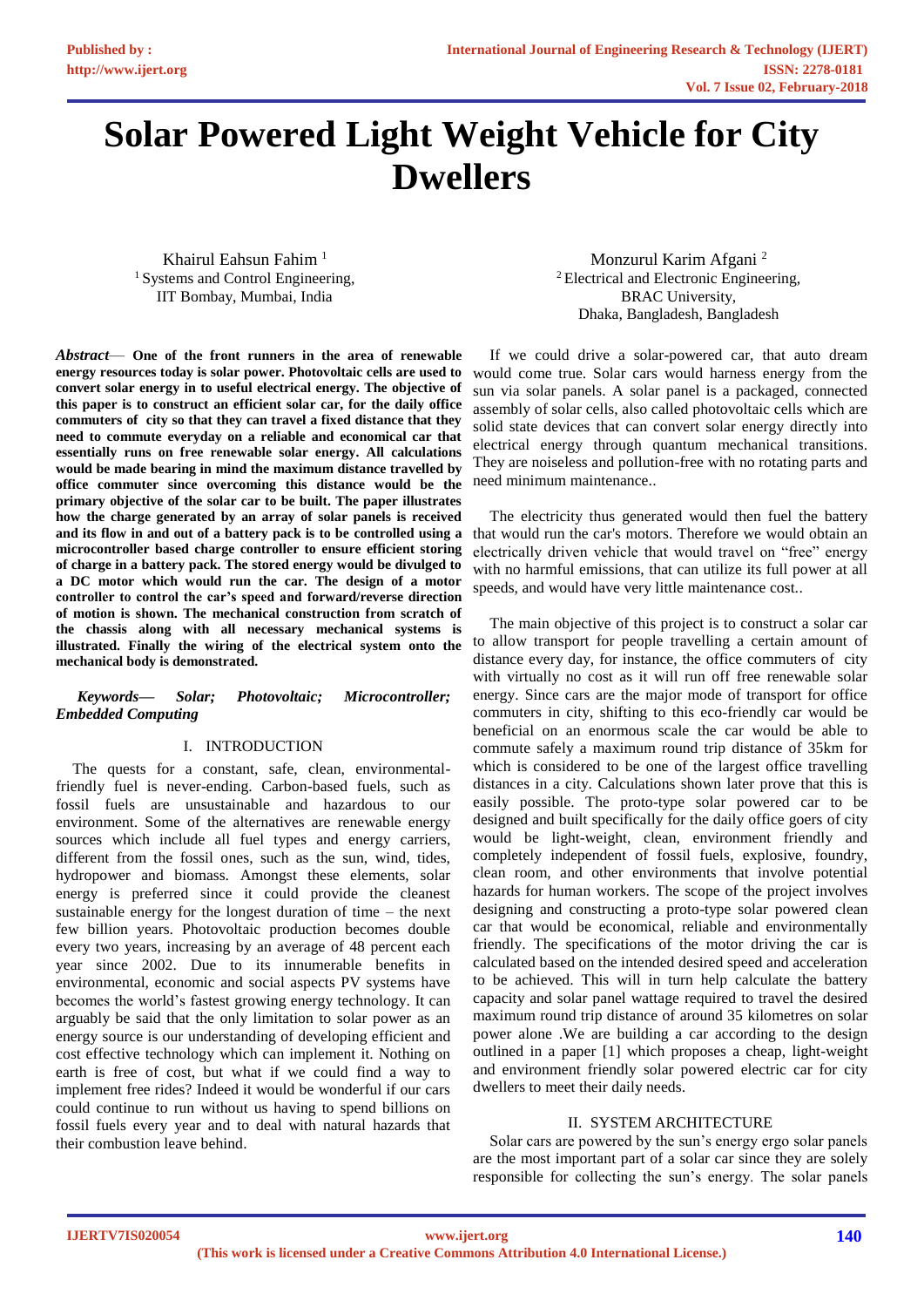# Solar Powered Light Weight Vehicle for City Dwellers

Khairul Eahsun Fahim [1]
[1] Systems and Control Engineering,
IIT Bombay, Mumbai, India

Monzurul Karim Afgani [2]
[2] Electrical and Electronic Engineering,
BRAC University,
Dhaka, Bangladesh, Bangladesh

***Abstract*— One of the front runners in the area of renewable energy resources today is solar power. Photovoltaic cells are used to convert solar energy in to useful electrical energy. The objective of this paper is to construct an efficient solar car, for the daily office commuters of city so that they can travel a fixed distance that they need to commute everyday on a reliable and economical car that essentially runs on free renewable solar energy. All calculations would be made bearing in mind the maximum distance travelled by office commuter since overcoming this distance would be the primary objective of the solar car to be built. The paper illustrates how the charge generated by an array of solar panels is received and its flow in and out of a battery pack is to be controlled using a microcontroller based charge controller to ensure efficient storing of charge in a battery pack. The stored energy would be divulged to a DC motor which would run the car. The design of a motor controller to control the car's speed and forward/reverse direction of motion is shown. The mechanical construction from scratch of the chassis along with all necessary mechanical systems is illustrated. Finally the wiring of the electrical system onto the mechanical body is demonstrated.**

***Keywords*— *Solar; Photovoltaic; Microcontroller; Embedded Computing***

## I. INTRODUCTION

The quests for a constant, safe, clean, environmental-friendly fuel is never-ending. Carbon-based fuels, such as fossil fuels are unsustainable and hazardous to our environment. Some of the alternatives are renewable energy sources which include all fuel types and energy carriers, different from the fossil ones, such as the sun, wind, tides, hydropower and biomass. Amongst these elements, solar energy is preferred since it could provide the cleanest sustainable energy for the longest duration of time – the next few billion years. Photovoltaic production becomes double every two years, increasing by an average of 48 percent each year since 2002. Due to its innumerable benefits in environmental, economic and social aspects PV systems have becomes the world's fastest growing energy technology. It can arguably be said that the only limitation to solar power as an energy source is our understanding of developing efficient and cost effective technology which can implement it. Nothing on earth is free of cost, but what if we could find a way to implement free rides? Indeed it would be wonderful if our cars could continue to run without us having to spend billions on fossil fuels every year and to deal with natural hazards that their combustion leave behind.

If we could drive a solar-powered car, that auto dream would come true. Solar cars would harness energy from the sun via solar panels. A solar panel is a packaged, connected assembly of solar cells, also called photovoltaic cells which are solid state devices that can convert solar energy directly into electrical energy through quantum mechanical transitions. They are noiseless and pollution-free with no rotating parts and need minimum maintenance..

The electricity thus generated would then fuel the battery that would run the car's motors. Therefore we would obtain an electrically driven vehicle that would travel on "free" energy with no harmful emissions, that can utilize its full power at all speeds, and would have very little maintenance cost..

The main objective of this project is to construct a solar car to allow transport for people travelling a certain amount of distance every day, for instance, the office commuters of city with virtually no cost as it will run off free renewable solar energy. Since cars are the major mode of transport for office commuters in city, shifting to this eco-friendly car would be beneficial on an enormous scale the car would be able to commute safely a maximum round trip distance of 35km for which is considered to be one of the largest office travelling distances in a city. Calculations shown later prove that this is easily possible. The proto-type solar powered car to be designed and built specifically for the daily office goers of city would be light-weight, clean, environment friendly and completely independent of fossil fuels, explosive, foundry, clean room, and other environments that involve potential hazards for human workers. The scope of the project involves designing and constructing a proto-type solar powered clean car that would be economical, reliable and environmentally friendly. The specifications of the motor driving the car is calculated based on the intended desired speed and acceleration to be achieved. This will in turn help calculate the battery capacity and solar panel wattage required to travel the desired maximum round trip distance of around 35 kilometres on solar power alone .We are building a car according to the design outlined in a paper [1] which proposes a cheap, light-weight and environment friendly solar powered electric car for city dwellers to meet their daily needs.

## II. SYSTEM ARCHITECTURE

Solar cars are powered by the sun's energy ergo solar panels are the most important part of a solar car since they are solely responsible for collecting the sun's energy. The solar panels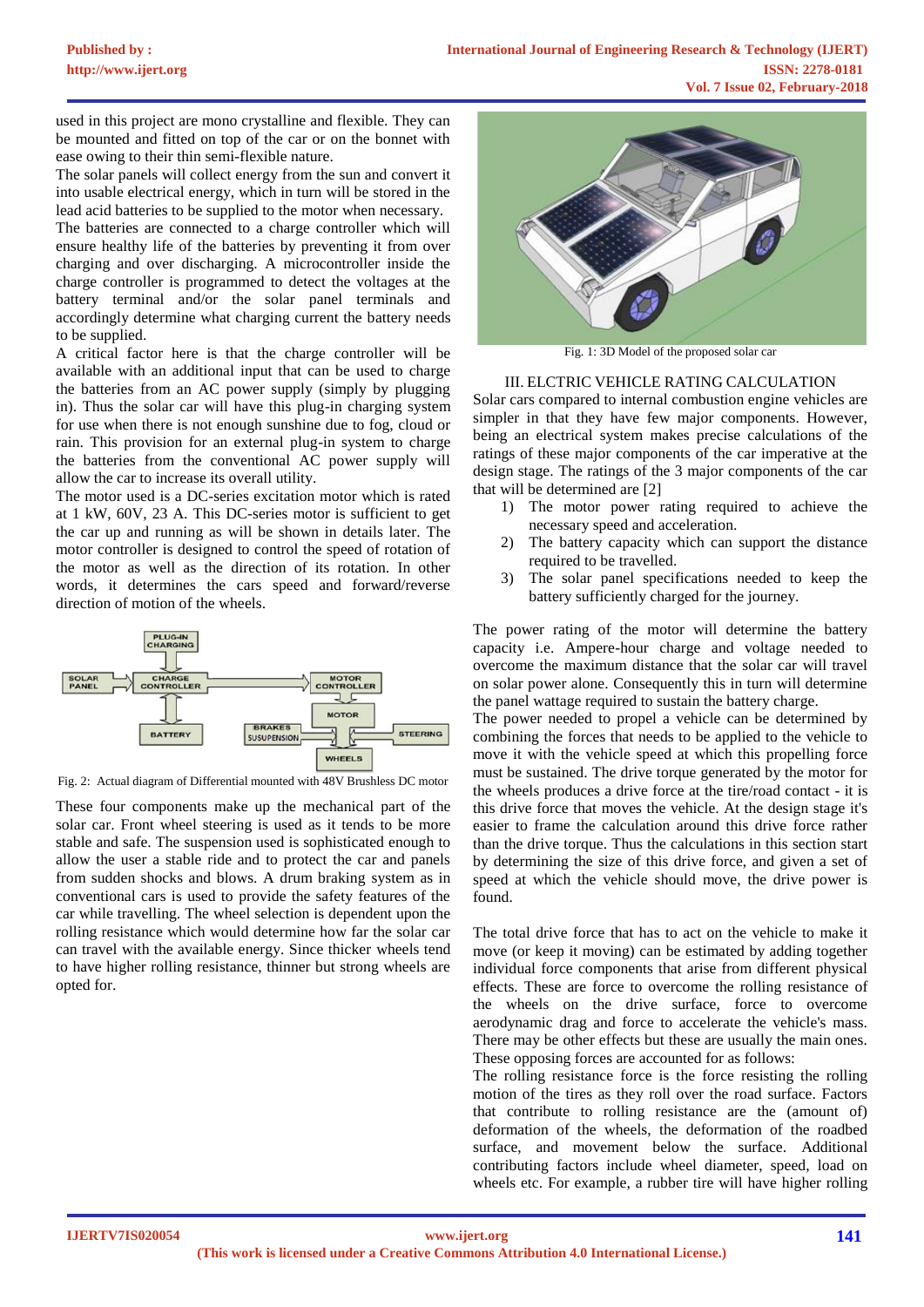used in this project are mono crystalline and flexible. They can be mounted and fitted on top of the car or on the bonnet with ease owing to their thin semi-flexible nature.

The solar panels will collect energy from the sun and convert it into usable electrical energy, which in turn will be stored in the lead acid batteries to be supplied to the motor when necessary.

The batteries are connected to a charge controller which will ensure healthy life of the batteries by preventing it from over charging and over discharging. A microcontroller inside the charge controller is programmed to detect the voltages at the battery terminal and/or the solar panel terminals and accordingly determine what charging current the battery needs to be supplied.

A critical factor here is that the charge controller will be available with an additional input that can be used to charge the batteries from an AC power supply (simply by plugging in). Thus the solar car will have this plug-in charging system for use when there is not enough sunshine due to fog, cloud or rain. This provision for an external plug-in system to charge the batteries from the conventional AC power supply will allow the car to increase its overall utility.

The motor used is a DC-series excitation motor which is rated at 1 kW, 60V, 23 A. This DC-series motor is sufficient to get the car up and running as will be shown in details later. The motor controller is designed to control the speed of rotation of the motor as well as the direction of its rotation. In other words, it determines the cars speed and forward/reverse direction of motion of the wheels.

Fig. 2: Actual diagram of Differential mounted with 48V Brushless DC motor

These four components make up the mechanical part of the solar car. Front wheel steering is used as it tends to be more stable and safe. The suspension used is sophisticated enough to allow the user a stable ride and to protect the car and panels from sudden shocks and blows. A drum braking system as in conventional cars is used to provide the safety features of the car while travelling. The wheel selection is dependent upon the rolling resistance which would determine how far the solar car can travel with the available energy. Since thicker wheels tend to have higher rolling resistance, thinner but strong wheels are opted for.

Fig. 1: 3D Model of the proposed solar car

## III. ELCTRIC VEHICLE RATING CALCULATION

Solar cars compared to internal combustion engine vehicles are simpler in that they have few major components. However, being an electrical system makes precise calculations of the ratings of these major components of the car imperative at the design stage. The ratings of the 3 major components of the car that will be determined are [2]

1) The motor power rating required to achieve the necessary speed and acceleration.
2) The battery capacity which can support the distance required to be travelled.
3) The solar panel specifications needed to keep the battery sufficiently charged for the journey.

The power rating of the motor will determine the battery capacity i.e. Ampere-hour charge and voltage needed to overcome the maximum distance that the solar car will travel on solar power alone. Consequently this in turn will determine the panel wattage required to sustain the battery charge.

The power needed to propel a vehicle can be determined by combining the forces that needs to be applied to the vehicle to move it with the vehicle speed at which this propelling force must be sustained. The drive torque generated by the motor for the wheels produces a drive force at the tire/road contact - it is this drive force that moves the vehicle. At the design stage it's easier to frame the calculation around this drive force rather than the drive torque. Thus the calculations in this section start by determining the size of this drive force, and given a set of speed at which the vehicle should move, the drive power is found.

The total drive force that has to act on the vehicle to make it move (or keep it moving) can be estimated by adding together individual force components that arise from different physical effects. These are force to overcome the rolling resistance of the wheels on the drive surface, force to overcome aerodynamic drag and force to accelerate the vehicle's mass. There may be other effects but these are usually the main ones. These opposing forces are accounted for as follows:

The rolling resistance force is the force resisting the rolling motion of the tires as they roll over the road surface. Factors that contribute to rolling resistance are the (amount of) deformation of the wheels, the deformation of the roadbed surface, and movement below the surface. Additional contributing factors include wheel diameter, speed, load on wheels etc. For example, a rubber tire will have higher rolling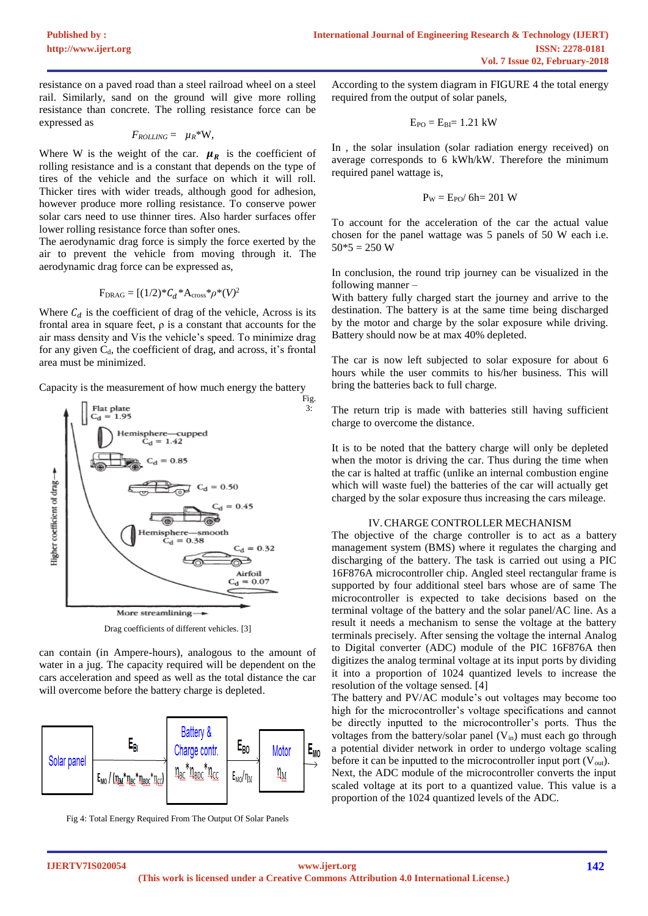resistance on a paved road than a steel railroad wheel on a steel rail. Similarly, sand on the ground will give more rolling resistance than concrete. The rolling resistance force can be expressed as

$$F_{ROLLING} = \mu_R * W,$$

Where W is the weight of the car. $\boldsymbol{\mu_R}$ is the coefficient of rolling resistance and is a constant that depends on the type of tires of the vehicle and the surface on which it will roll. Thicker tires with wider treads, although good for adhesion, however produce more rolling resistance. To conserve power solar cars need to use thinner tires. Also harder surfaces offer lower rolling resistance force than softer ones.

The aerodynamic drag force is simply the force exerted by the air to prevent the vehicle from moving through it. The aerodynamic drag force can be expressed as,

$$F_{DRAG} = [(1/2)*C_d*A_{cross}*\rho*(V)^2$$

Where $C_d$ is the coefficient of drag of the vehicle, Across is its frontal area in square feet, ρ is a constant that accounts for the air mass density and Vis the vehicle's speed. To minimize drag for any given $C_d$, the coefficient of drag, and across, it's frontal area must be minimized.

Capacity is the measurement of how much energy the battery can contain (in Ampere-hours), analogous to the amount of water in a jug. The capacity required will be dependent on the cars acceleration and speed as well as the total distance the car will overcome before the battery charge is depleted.

Fig. 3: Drag coefficients of different vehicles. [3]

Fig 4: Total Energy Required From The Output Of Solar Panels

According to the system diagram in FIGURE 4 the total energy required from the output of solar panels,

$$E_{PO} = E_{BI} = 1.21 \text{ kW}$$

In , the solar insulation (solar radiation energy received) on average corresponds to 6 kWh/kW. Therefore the minimum required panel wattage is,

$$P_W = E_{PO}/ 6h = 201 \text{ W}$$

To account for the acceleration of the car the actual value chosen for the panel wattage was 5 panels of 50 W each i.e. 50*5 = 250 W

In conclusion, the round trip journey can be visualized in the following manner –

With battery fully charged start the journey and arrive to the destination. The battery is at the same time being discharged by the motor and charge by the solar exposure while driving. Battery should now be at max 40% depleted.

The car is now left subjected to solar exposure for about 6 hours while the user commits to his/her business. This will bring the batteries back to full charge.

The return trip is made with batteries still having sufficient charge to overcome the distance.

It is to be noted that the battery charge will only be depleted when the motor is driving the car. Thus during the time when the car is halted at traffic (unlike an internal combustion engine which will waste fuel) the batteries of the car will actually get charged by the solar exposure thus increasing the cars mileage.

## IV. CHARGE CONTROLLER MECHANISM

The objective of the charge controller is to act as a battery management system (BMS) where it regulates the charging and discharging of the battery. The task is carried out using a PIC 16F876A microcontroller chip. Angled steel rectangular frame is supported by four additional steel bars whose are of same The microcontroller is expected to take decisions based on the terminal voltage of the battery and the solar panel/AC line. As a result it needs a mechanism to sense the voltage at the battery terminals precisely. After sensing the voltage the internal Analog to Digital converter (ADC) module of the PIC 16F876A then digitizes the analog terminal voltage at its input ports by dividing it into a proportion of 1024 quantized levels to increase the resolution of the voltage sensed. [4]

The battery and PV/AC module's out voltages may become too high for the microcontroller's voltage specifications and cannot be directly inputted to the microcontroller's ports. Thus the voltages from the battery/solar panel ($V_{in}$) must each go through a potential divider network in order to undergo voltage scaling before it can be inputted to the microcontroller input port ($V_{out}$).

Next, the ADC module of the microcontroller converts the input scaled voltage at its port to a quantized value. This value is a proportion of the 1024 quantized levels of the ADC.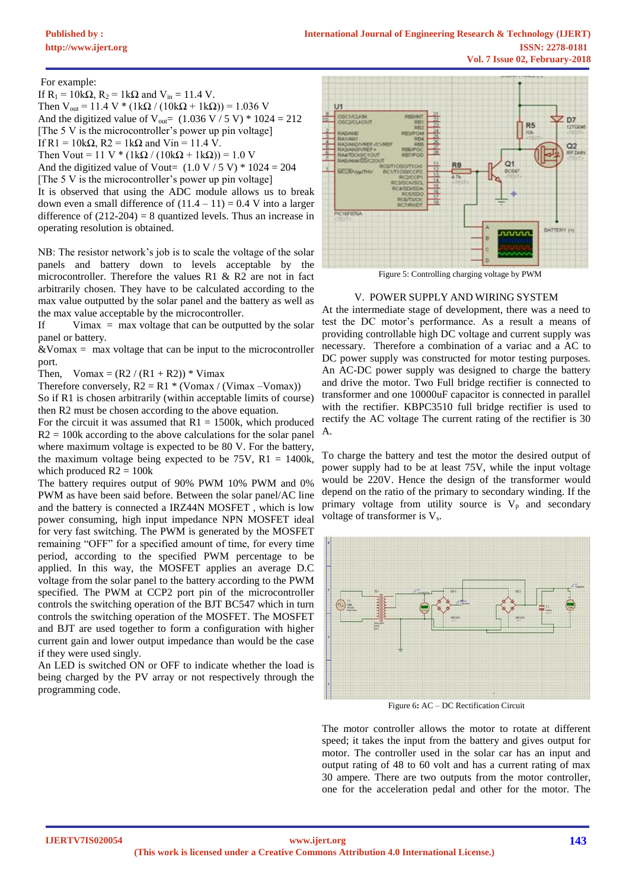For example:
If $R_1 = 10k\Omega$, $R_2 = 1k\Omega$ and $V_{in} = 11.4$ V.
Then $V_{out} = 11.4 \text{ V} * (1k\Omega / (10k\Omega + 1k\Omega)) = 1.036$ V
And the digitized value of $V_{out}$= (1.036 V / 5 V) * 1024 = 212
[The 5 V is the microcontroller's power up pin voltage]
If R1 = 10kΩ, R2 = 1kΩ and Vin = 11.4 V.
Then Vout = 11 V * (1kΩ / (10kΩ + 1kΩ)) = 1.0 V
And the digitized value of Vout= (1.0 V / 5 V) * 1024 = 204
[The 5 V is the microcontroller's power up pin voltage]
It is observed that using the ADC module allows us to break down even a small difference of (11.4 – 11) = 0.4 V into a larger difference of (212-204) = 8 quantized levels. Thus an increase in operating resolution is obtained.

NB: The resistor network's job is to scale the voltage of the solar panels and battery down to levels acceptable by the microcontroller. Therefore the values R1 & R2 are not in fact arbitrarily chosen. They have to be calculated according to the max value outputted by the solar panel and the battery as well as the max value acceptable by the microcontroller.
If Vimax = max voltage that can be outputted by the solar panel or battery.
&Vomax = max voltage that can be input to the microcontroller port.
Then, Vomax = (R2 / (R1 + R2)) * Vimax
Therefore conversely, R2 = R1 * (Vomax / (Vimax –Vomax))
So if R1 is chosen arbitrarily (within acceptable limits of course) then R2 must be chosen according to the above equation.
For the circuit it was assumed that R1 = 1500k, which produced R2 = 100k according to the above calculations for the solar panel where maximum voltage is expected to be 80 V. For the battery, the maximum voltage being expected to be 75V, R1 = 1400k, which produced R2 = 100k
The battery requires output of 90% PWM 10% PWM and 0% PWM as have been said before. Between the solar panel/AC line and the battery is connected a IRZ44N MOSFET , which is low power consuming, high input impedance NPN MOSFET ideal for very fast switching. The PWM is generated by the MOSFET remaining "OFF" for a specified amount of time, for every time period, according to the specified PWM percentage to be applied. In this way, the MOSFET applies an average D.C voltage from the solar panel to the battery according to the PWM specified. The PWM at CCP2 port pin of the microcontroller controls the switching operation of the BJT BC547 which in turn controls the switching operation of the MOSFET. The MOSFET and BJT are used together to form a configuration with higher current gain and lower output impedance than would be the case if they were used singly.
An LED is switched ON or OFF to indicate whether the load is being charged by the PV array or not respectively through the programming code.

Figure 5: Controlling charging voltage by PWM

## V. POWER SUPPLY AND WIRING SYSTEM

At the intermediate stage of development, there was a need to test the DC motor's performance. As a result a means of providing controllable high DC voltage and current supply was necessary. Therefore a combination of a variac and a AC to DC power supply was constructed for motor testing purposes. An AC-DC power supply was designed to charge the battery and drive the motor. Two Full bridge rectifier is connected to transformer and one 10000uF capacitor is connected in parallel with the rectifier. KBPC3510 full bridge rectifier is used to rectify the AC voltage The current rating of the rectifier is 30 A.

To charge the battery and test the motor the desired output of power supply had to be at least 75V, while the input voltage would be 220V. Hence the design of the transformer would depend on the ratio of the primary to secondary winding. If the primary voltage from utility source is $V_p$ and secondary voltage of transformer is $V_s$.

Figure 6: AC – DC Rectification Circuit

The motor controller allows the motor to rotate at different speed; it takes the input from the battery and gives output for motor. The controller used in the solar car has an input and output rating of 48 to 60 volt and has a current rating of max 30 ampere. There are two outputs from the motor controller, one for the acceleration pedal and other for the motor. The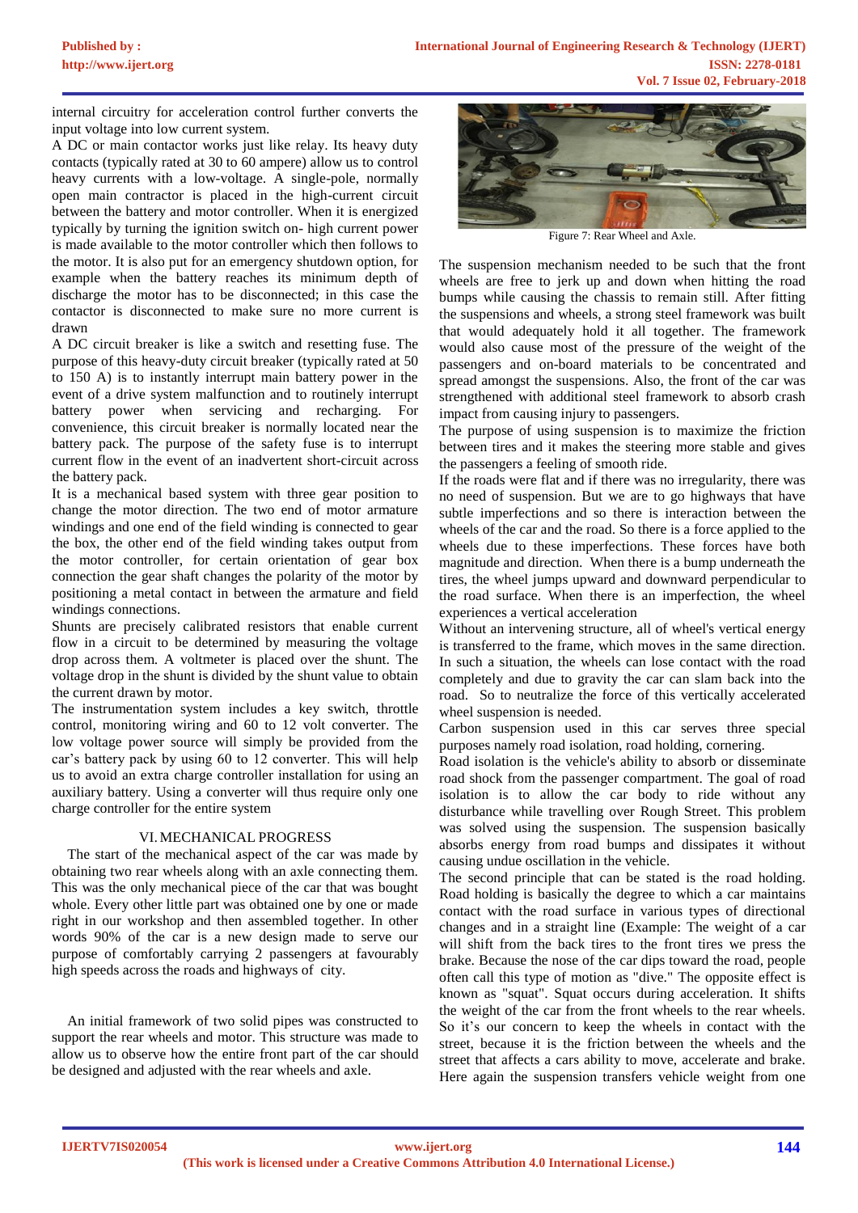internal circuitry for acceleration control further converts the input voltage into low current system.

A DC or main contactor works just like relay. Its heavy duty contacts (typically rated at 30 to 60 ampere) allow us to control heavy currents with a low-voltage. A single-pole, normally open main contractor is placed in the high-current circuit between the battery and motor controller. When it is energized typically by turning the ignition switch on- high current power is made available to the motor controller which then follows to the motor. It is also put for an emergency shutdown option, for example when the battery reaches its minimum depth of discharge the motor has to be disconnected; in this case the contactor is disconnected to make sure no more current is drawn

A DC circuit breaker is like a switch and resetting fuse. The purpose of this heavy-duty circuit breaker (typically rated at 50 to 150 A) is to instantly interrupt main battery power in the event of a drive system malfunction and to routinely interrupt battery power when servicing and recharging. For convenience, this circuit breaker is normally located near the battery pack. The purpose of the safety fuse is to interrupt current flow in the event of an inadvertent short-circuit across the battery pack.

It is a mechanical based system with three gear position to change the motor direction. The two end of motor armature windings and one end of the field winding is connected to gear the box, the other end of the field winding takes output from the motor controller, for certain orientation of gear box connection the gear shaft changes the polarity of the motor by positioning a metal contact in between the armature and field windings connections.

Shunts are precisely calibrated resistors that enable current flow in a circuit to be determined by measuring the voltage drop across them. A voltmeter is placed over the shunt. The voltage drop in the shunt is divided by the shunt value to obtain the current drawn by motor.

The instrumentation system includes a key switch, throttle control, monitoring wiring and 60 to 12 volt converter. The low voltage power source will simply be provided from the car's battery pack by using 60 to 12 converter. This will help us to avoid an extra charge controller installation for using an auxiliary battery. Using a converter will thus require only one charge controller for the entire system

## VI. MECHANICAL PROGRESS

The start of the mechanical aspect of the car was made by obtaining two rear wheels along with an axle connecting them. This was the only mechanical piece of the car that was bought whole. Every other little part was obtained one by one or made right in our workshop and then assembled together. In other words 90% of the car is a new design made to serve our purpose of comfortably carrying 2 passengers at favourably high speeds across the roads and highways of city.

An initial framework of two solid pipes was constructed to support the rear wheels and motor. This structure was made to allow us to observe how the entire front part of the car should be designed and adjusted with the rear wheels and axle.

Figure 7: Rear Wheel and Axle.

The suspension mechanism needed to be such that the front wheels are free to jerk up and down when hitting the road bumps while causing the chassis to remain still. After fitting the suspensions and wheels, a strong steel framework was built that would adequately hold it all together. The framework would also cause most of the pressure of the weight of the passengers and on-board materials to be concentrated and spread amongst the suspensions. Also, the front of the car was strengthened with additional steel framework to absorb crash impact from causing injury to passengers.

The purpose of using suspension is to maximize the friction between tires and it makes the steering more stable and gives the passengers a feeling of smooth ride.

If the roads were flat and if there was no irregularity, there was no need of suspension. But we are to go highways that have subtle imperfections and so there is interaction between the wheels of the car and the road. So there is a force applied to the wheels due to these imperfections. These forces have both magnitude and direction. When there is a bump underneath the tires, the wheel jumps upward and downward perpendicular to the road surface. When there is an imperfection, the wheel experiences a vertical acceleration

Without an intervening structure, all of wheel's vertical energy is transferred to the frame, which moves in the same direction. In such a situation, the wheels can lose contact with the road completely and due to gravity the car can slam back into the road. So to neutralize the force of this vertically accelerated wheel suspension is needed.

Carbon suspension used in this car serves three special purposes namely road isolation, road holding, cornering.

Road isolation is the vehicle's ability to absorb or disseminate road shock from the passenger compartment. The goal of road isolation is to allow the car body to ride without any disturbance while travelling over Rough Street. This problem was solved using the suspension. The suspension basically absorbs energy from road bumps and dissipates it without causing undue oscillation in the vehicle.

The second principle that can be stated is the road holding. Road holding is basically the degree to which a car maintains contact with the road surface in various types of directional changes and in a straight line (Example: The weight of a car will shift from the back tires to the front tires we press the brake. Because the nose of the car dips toward the road, people often call this type of motion as "dive." The opposite effect is known as "squat". Squat occurs during acceleration. It shifts the weight of the car from the front wheels to the rear wheels. So it's our concern to keep the wheels in contact with the street, because it is the friction between the wheels and the street that affects a cars ability to move, accelerate and brake. Here again the suspension transfers vehicle weight from one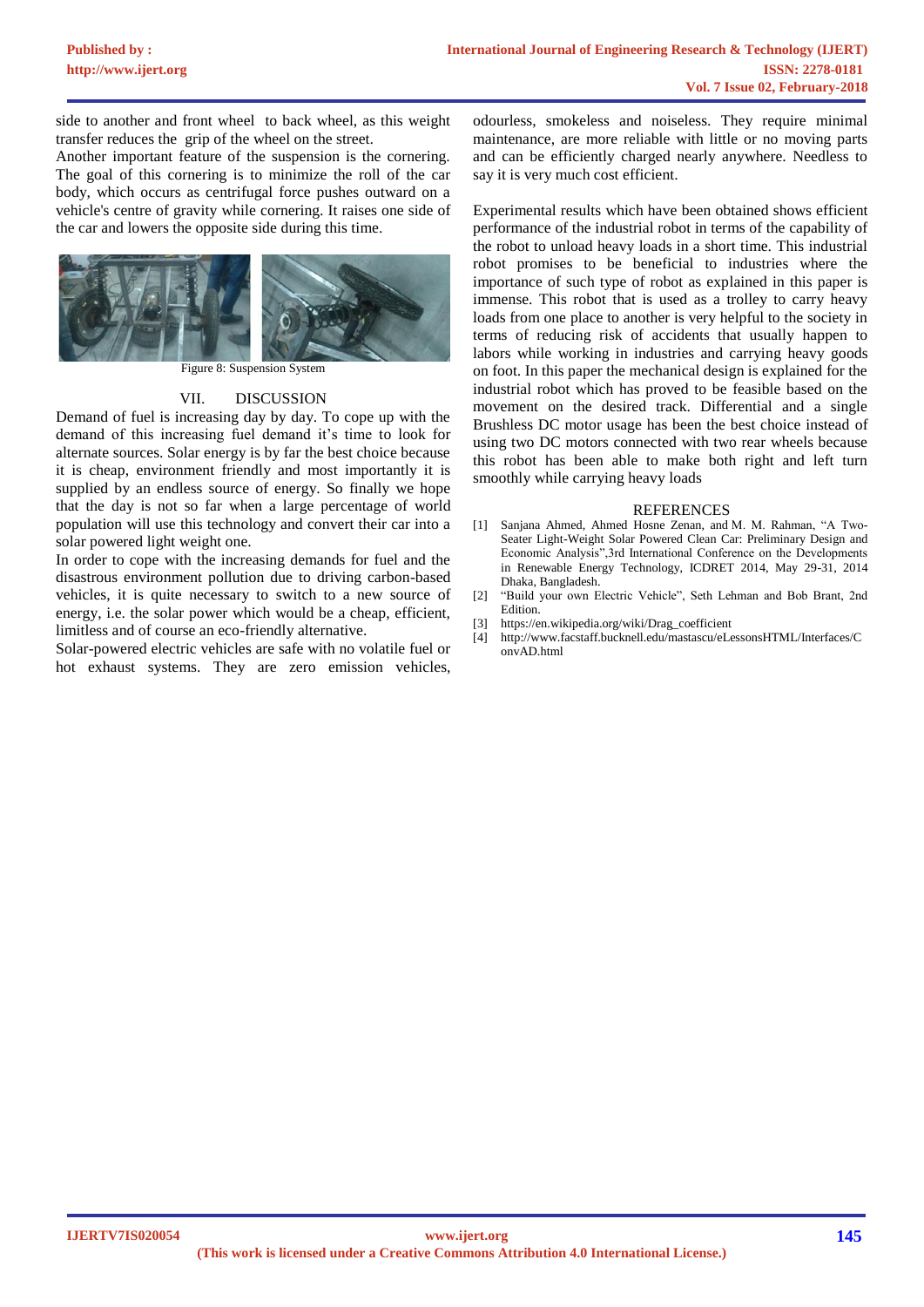side to another and front wheel to back wheel, as this weight transfer reduces the grip of the wheel on the street.

Another important feature of the suspension is the cornering. The goal of this cornering is to minimize the roll of the car body, which occurs as centrifugal force pushes outward on a vehicle's centre of gravity while cornering. It raises one side of the car and lowers the opposite side during this time.

Figure 8: Suspension System

## VII. DISCUSSION

Demand of fuel is increasing day by day. To cope up with the demand of this increasing fuel demand it's time to look for alternate sources. Solar energy is by far the best choice because it is cheap, environment friendly and most importantly it is supplied by an endless source of energy. So finally we hope that the day is not so far when a large percentage of world population will use this technology and convert their car into a solar powered light weight one.

In order to cope with the increasing demands for fuel and the disastrous environment pollution due to driving carbon-based vehicles, it is quite necessary to switch to a new source of energy, i.e. the solar power which would be a cheap, efficient, limitless and of course an eco-friendly alternative.

Solar-powered electric vehicles are safe with no volatile fuel or hot exhaust systems. They are zero emission vehicles, odourless, smokeless and noiseless. They require minimal maintenance, are more reliable with little or no moving parts and can be efficiently charged nearly anywhere. Needless to say it is very much cost efficient.

Experimental results which have been obtained shows efficient performance of the industrial robot in terms of the capability of the robot to unload heavy loads in a short time. This industrial robot promises to be beneficial to industries where the importance of such type of robot as explained in this paper is immense. This robot that is used as a trolley to carry heavy loads from one place to another is very helpful to the society in terms of reducing risk of accidents that usually happen to labors while working in industries and carrying heavy goods on foot. In this paper the mechanical design is explained for the industrial robot which has proved to be feasible based on the movement on the desired track. Differential and a single Brushless DC motor usage has been the best choice instead of using two DC motors connected with two rear wheels because this robot has been able to make both right and left turn smoothly while carrying heavy loads

## REFERENCES

[1] Sanjana Ahmed, Ahmed Hosne Zenan, and M. M. Rahman, "A Two-Seater Light-Weight Solar Powered Clean Car: Preliminary Design and Economic Analysis",3rd International Conference on the Developments in Renewable Energy Technology, ICDRET 2014, May 29-31, 2014 Dhaka, Bangladesh.

[2] "Build your own Electric Vehicle", Seth Lehman and Bob Brant, 2nd Edition.

[3] https://en.wikipedia.org/wiki/Drag_coefficient

[4] http://www.facstaff.bucknell.edu/mastascu/eLessonsHTML/Interfaces/ConvAD.html